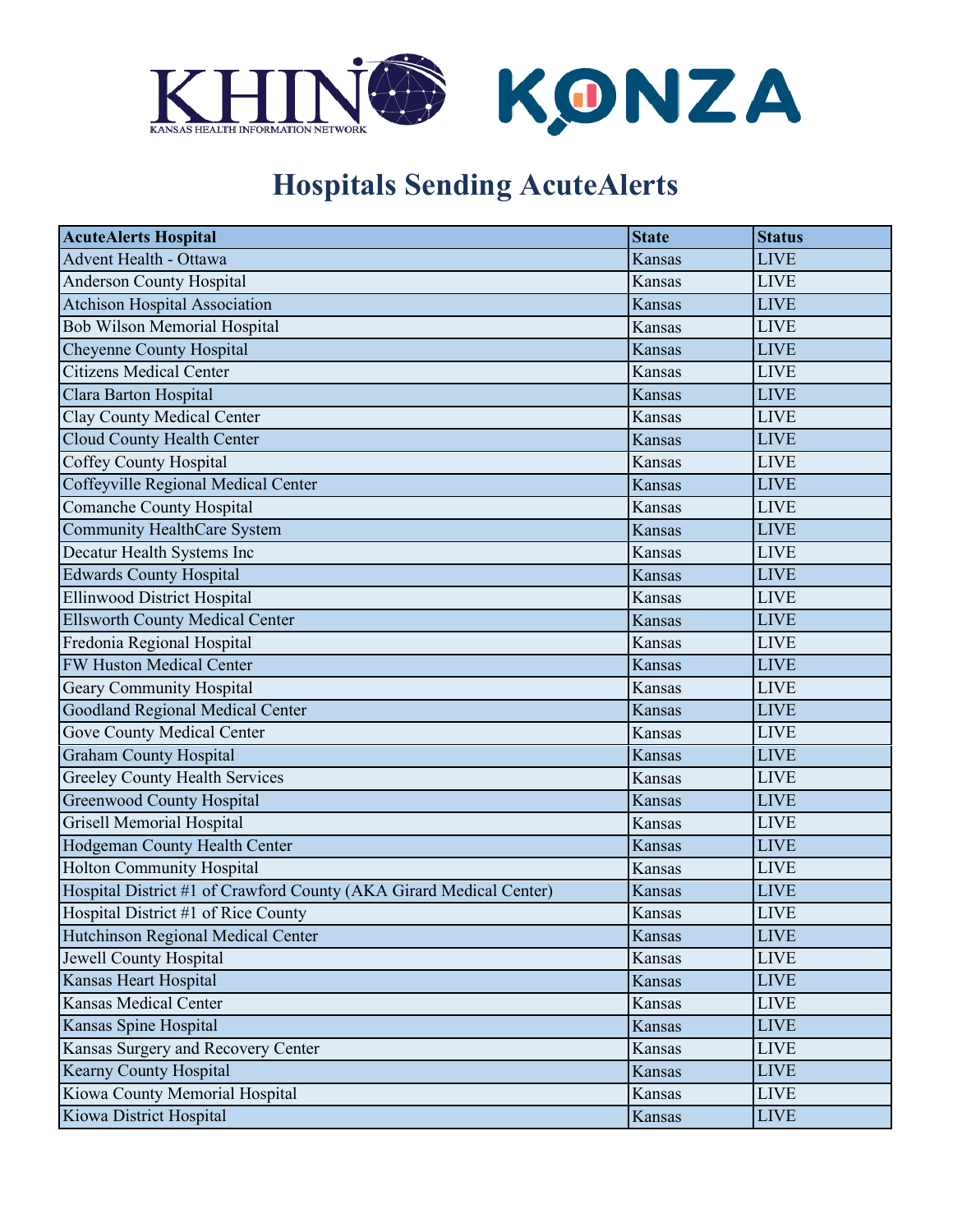# Hospitals Sending AcuteAlerts

| AcuteAlerts Hospital | State | Status |
|---|---|---|
| Advent Health - Ottawa | Kansas | LIVE |
| Anderson County Hospital | Kansas | LIVE |
| Atchison Hospital Association | Kansas | LIVE |
| Bob Wilson Memorial Hospital | Kansas | LIVE |
| Cheyenne County Hospital | Kansas | LIVE |
| Citizens Medical Center | Kansas | LIVE |
| Clara Barton Hospital | Kansas | LIVE |
| Clay County Medical Center | Kansas | LIVE |
| Cloud County Health Center | Kansas | LIVE |
| Coffey County Hospital | Kansas | LIVE |
| Coffeyville Regional Medical Center | Kansas | LIVE |
| Comanche County Hospital | Kansas | LIVE |
| Community HealthCare System | Kansas | LIVE |
| Decatur Health Systems Inc | Kansas | LIVE |
| Edwards County Hospital | Kansas | LIVE |
| Ellinwood District Hospital | Kansas | LIVE |
| Ellsworth County Medical Center | Kansas | LIVE |
| Fredonia Regional Hospital | Kansas | LIVE |
| FW Huston Medical Center | Kansas | LIVE |
| Geary Community Hospital | Kansas | LIVE |
| Goodland Regional Medical Center | Kansas | LIVE |
| Gove County Medical Center | Kansas | LIVE |
| Graham County Hospital | Kansas | LIVE |
| Greeley County Health Services | Kansas | LIVE |
| Greenwood County Hospital | Kansas | LIVE |
| Grisell Memorial Hospital | Kansas | LIVE |
| Hodgeman County Health Center | Kansas | LIVE |
| Holton Community Hospital | Kansas | LIVE |
| Hospital District #1 of Crawford County (AKA Girard Medical Center) | Kansas | LIVE |
| Hospital District #1 of Rice County | Kansas | LIVE |
| Hutchinson Regional Medical Center | Kansas | LIVE |
| Jewell County Hospital | Kansas | LIVE |
| Kansas Heart Hospital | Kansas | LIVE |
| Kansas Medical Center | Kansas | LIVE |
| Kansas Spine Hospital | Kansas | LIVE |
| Kansas Surgery and Recovery Center | Kansas | LIVE |
| Kearny County Hospital | Kansas | LIVE |
| Kiowa County Memorial Hospital | Kansas | LIVE |
| Kiowa District Hospital | Kansas | LIVE |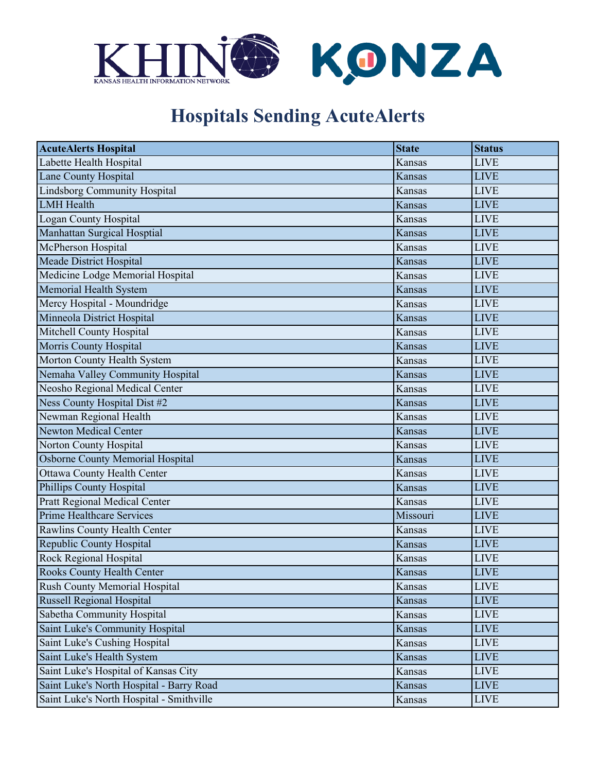# Hospitals Sending AcuteAlerts

| AcuteAlerts Hospital | State | Status |
| --- | --- | --- |
| Labette Health Hospital | Kansas | LIVE |
| Lane County Hospital | Kansas | LIVE |
| Lindsborg Community Hospital | Kansas | LIVE |
| LMH Health | Kansas | LIVE |
| Logan County Hospital | Kansas | LIVE |
| Manhattan Surgical Hosptial | Kansas | LIVE |
| McPherson Hospital | Kansas | LIVE |
| Meade District Hospital | Kansas | LIVE |
| Medicine Lodge Memorial Hospital | Kansas | LIVE |
| Memorial Health System | Kansas | LIVE |
| Mercy Hospital - Moundridge | Kansas | LIVE |
| Minneola District Hospital | Kansas | LIVE |
| Mitchell County Hospital | Kansas | LIVE |
| Morris County Hospital | Kansas | LIVE |
| Morton County Health System | Kansas | LIVE |
| Nemaha Valley Community Hospital | Kansas | LIVE |
| Neosho Regional Medical Center | Kansas | LIVE |
| Ness County Hospital Dist #2 | Kansas | LIVE |
| Newman Regional Health | Kansas | LIVE |
| Newton Medical Center | Kansas | LIVE |
| Norton County Hospital | Kansas | LIVE |
| Osborne County Memorial Hospital | Kansas | LIVE |
| Ottawa County Health Center | Kansas | LIVE |
| Phillips County Hospital | Kansas | LIVE |
| Pratt Regional Medical Center | Kansas | LIVE |
| Prime Healthcare Services | Missouri | LIVE |
| Rawlins County Health Center | Kansas | LIVE |
| Republic County Hospital | Kansas | LIVE |
| Rock Regional Hospital | Kansas | LIVE |
| Rooks County Health Center | Kansas | LIVE |
| Rush County Memorial Hospital | Kansas | LIVE |
| Russell Regional Hospital | Kansas | LIVE |
| Sabetha Community Hospital | Kansas | LIVE |
| Saint Luke's Community Hospital | Kansas | LIVE |
| Saint Luke's Cushing Hospital | Kansas | LIVE |
| Saint Luke's Health System | Kansas | LIVE |
| Saint Luke's Hospital of Kansas City | Kansas | LIVE |
| Saint Luke's North Hospital - Barry Road | Kansas | LIVE |
| Saint Luke's North Hospital - Smithville | Kansas | LIVE |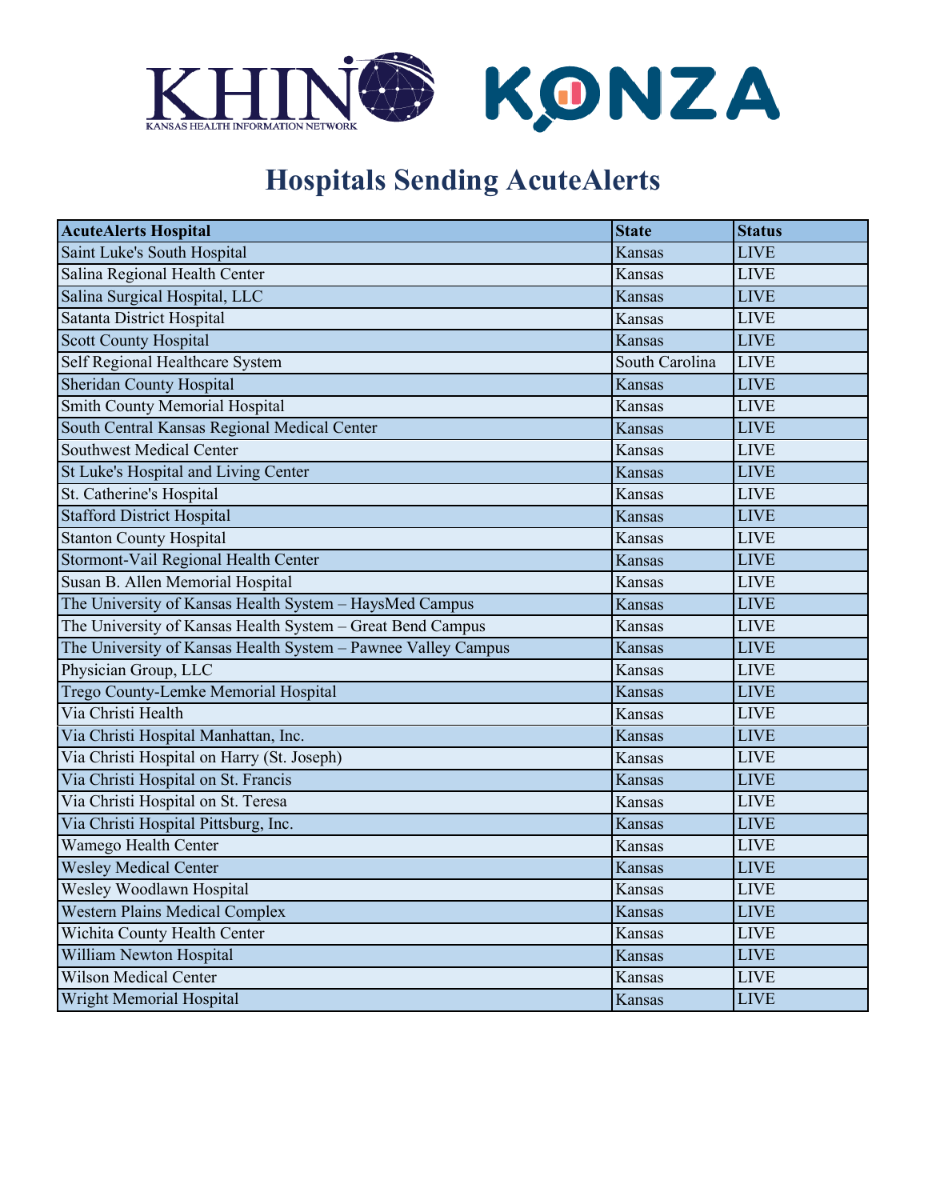# Hospitals Sending AcuteAlerts

| AcuteAlerts Hospital | State | Status |
|---|---|---|
| Saint Luke's South Hospital | Kansas | LIVE |
| Salina Regional Health Center | Kansas | LIVE |
| Salina Surgical Hospital, LLC | Kansas | LIVE |
| Satanta District Hospital | Kansas | LIVE |
| Scott County Hospital | Kansas | LIVE |
| Self Regional Healthcare System | South Carolina | LIVE |
| Sheridan County Hospital | Kansas | LIVE |
| Smith County Memorial Hospital | Kansas | LIVE |
| South Central Kansas Regional Medical Center | Kansas | LIVE |
| Southwest Medical Center | Kansas | LIVE |
| St Luke's Hospital and Living Center | Kansas | LIVE |
| St. Catherine's Hospital | Kansas | LIVE |
| Stafford District Hospital | Kansas | LIVE |
| Stanton County Hospital | Kansas | LIVE |
| Stormont-Vail Regional Health Center | Kansas | LIVE |
| Susan B. Allen Memorial Hospital | Kansas | LIVE |
| The University of Kansas Health System – HaysMed Campus | Kansas | LIVE |
| The University of Kansas Health System – Great Bend Campus | Kansas | LIVE |
| The University of Kansas Health System – Pawnee Valley Campus | Kansas | LIVE |
| Physician Group, LLC | Kansas | LIVE |
| Trego County-Lemke Memorial Hospital | Kansas | LIVE |
| Via Christi Health | Kansas | LIVE |
| Via Christi Hospital Manhattan, Inc. | Kansas | LIVE |
| Via Christi Hospital on Harry (St. Joseph) | Kansas | LIVE |
| Via Christi Hospital on St. Francis | Kansas | LIVE |
| Via Christi Hospital on St. Teresa | Kansas | LIVE |
| Via Christi Hospital Pittsburg, Inc. | Kansas | LIVE |
| Wamego Health Center | Kansas | LIVE |
| Wesley Medical Center | Kansas | LIVE |
| Wesley Woodlawn Hospital | Kansas | LIVE |
| Western Plains Medical Complex | Kansas | LIVE |
| Wichita County Health Center | Kansas | LIVE |
| William Newton Hospital | Kansas | LIVE |
| Wilson Medical Center | Kansas | LIVE |
| Wright Memorial Hospital | Kansas | LIVE |